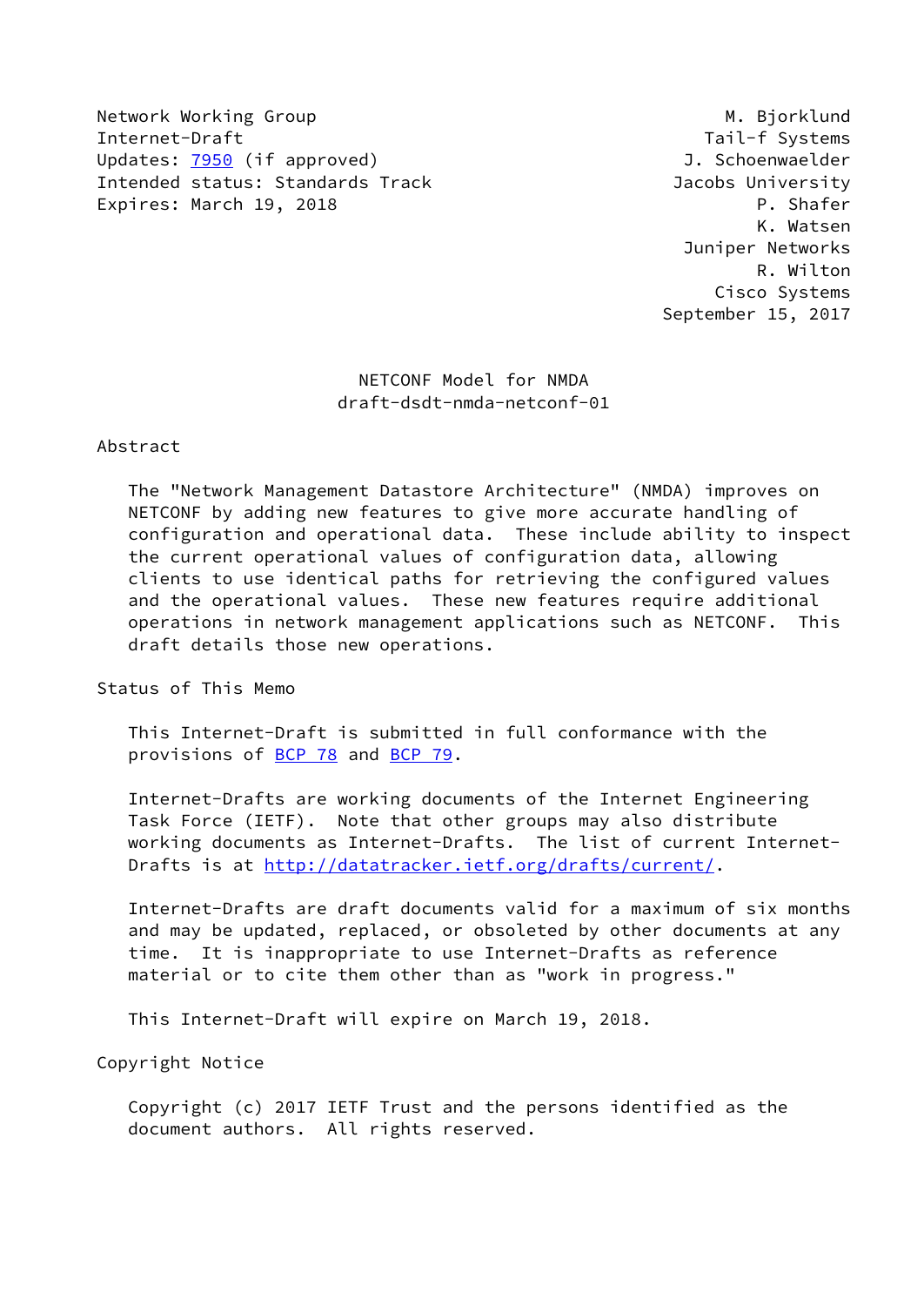Network Working Group M. Bjorklund
Internet-Draft Tail-f Systems
Updates: 7950 (if approved) J. Schoenwaelder
Intended status: Standards Track Jacobs University
Expires: March 19, 2018 P. Shafer
K. Watsen
Juniper Networks
R. Wilton
Cisco Systems
September 15, 2017

# NETCONF Model for NMDA
## draft-dsdt-nmda-netconf-01

## Abstract

The "Network Management Datastore Architecture" (NMDA) improves on NETCONF by adding new features to give more accurate handling of configuration and operational data. These include ability to inspect the current operational values of configuration data, allowing clients to use identical paths for retrieving the configured values and the operational values. These new features require additional operations in network management applications such as NETCONF. This draft details those new operations.

## Status of This Memo

This Internet-Draft is submitted in full conformance with the provisions of BCP 78 and BCP 79.

Internet-Drafts are working documents of the Internet Engineering Task Force (IETF). Note that other groups may also distribute working documents as Internet-Drafts. The list of current Internet-Drafts is at http://datatracker.ietf.org/drafts/current/.

Internet-Drafts are draft documents valid for a maximum of six months and may be updated, replaced, or obsoleted by other documents at any time. It is inappropriate to use Internet-Drafts as reference material or to cite them other than as "work in progress."

This Internet-Draft will expire on March 19, 2018.

## Copyright Notice

Copyright (c) 2017 IETF Trust and the persons identified as the document authors. All rights reserved.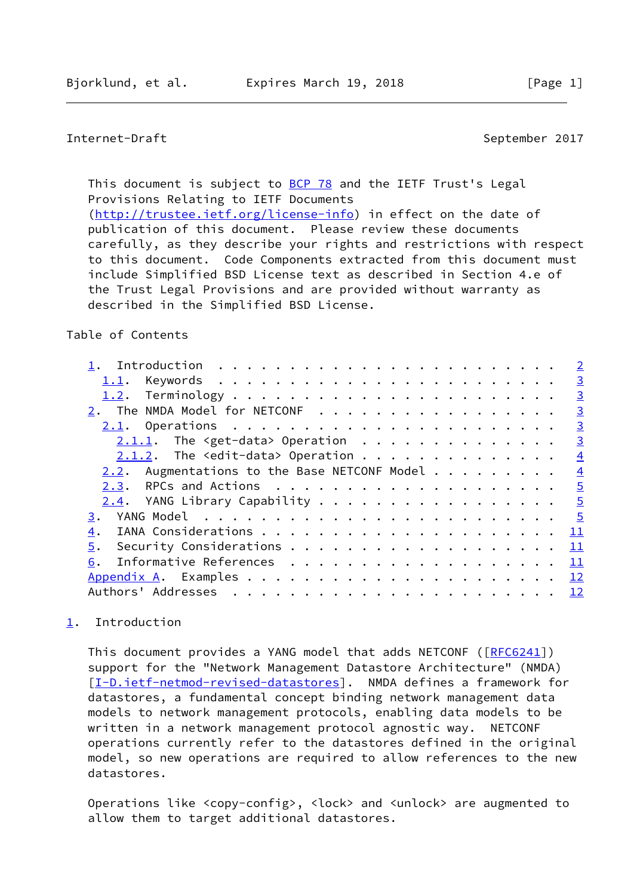This document is subject to BCP 78 and the IETF Trust's Legal Provisions Relating to IETF Documents (http://trustee.ietf.org/license-info) in effect on the date of publication of this document. Please review these documents carefully, as they describe your rights and restrictions with respect to this document. Code Components extracted from this document must include Simplified BSD License text as described in Section 4.e of the Trust Legal Provisions and are provided without warranty as described in the Simplified BSD License.

Table of Contents

- 1. Introduction . . . . . . . . . . . . . . . . . . . . . . . . 2
  - 1.1. Keywords . . . . . . . . . . . . . . . . . . . . . . . . 3
  - 1.2. Terminology . . . . . . . . . . . . . . . . . . . . . . . 3
- 2. The NMDA Model for NETCONF . . . . . . . . . . . . . . . . . 3
  - 2.1. Operations . . . . . . . . . . . . . . . . . . . . . . . 3
    - 2.1.1. The <get-data> Operation . . . . . . . . . . . . . . 3
    - 2.1.2. The <edit-data> Operation . . . . . . . . . . . . . . 4
  - 2.2. Augmentations to the Base NETCONF Model . . . . . . . . . 4
  - 2.3. RPCs and Actions . . . . . . . . . . . . . . . . . . . . 5
  - 2.4. YANG Library Capability . . . . . . . . . . . . . . . . . 5
- 3. YANG Model . . . . . . . . . . . . . . . . . . . . . . . . . 5
- 4. IANA Considerations . . . . . . . . . . . . . . . . . . . . . 11
- 5. Security Considerations . . . . . . . . . . . . . . . . . . . 11
- 6. Informative References . . . . . . . . . . . . . . . . . . . 11
- Appendix A. Examples . . . . . . . . . . . . . . . . . . . . . . 12
- Authors' Addresses . . . . . . . . . . . . . . . . . . . . . . . 12

# 1. Introduction

This document provides a YANG model that adds NETCONF ([RFC6241]) support for the "Network Management Datastore Architecture" (NMDA) [I-D.ietf-netmod-revised-datastores]. NMDA defines a framework for datastores, a fundamental concept binding network management data models to network management protocols, enabling data models to be written in a network management protocol agnostic way. NETCONF operations currently refer to the datastores defined in the original model, so new operations are required to allow references to the new datastores.

Operations like <copy-config>, <lock> and <unlock> are augmented to allow them to target additional datastores.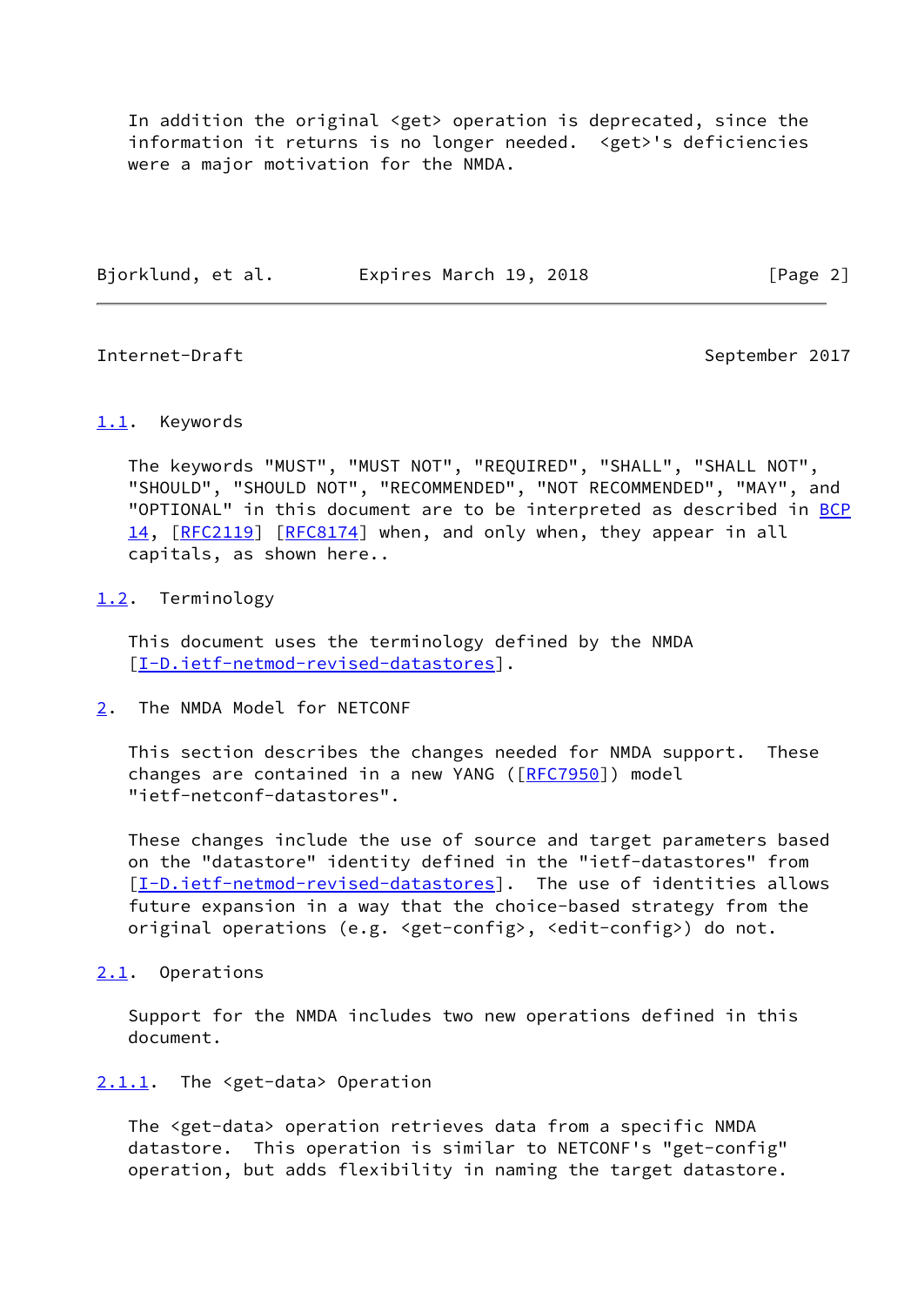In addition the original <get> operation is deprecated, since the information it returns is no longer needed. <get>'s deficiencies were a major motivation for the NMDA.

### 1.1. Keywords

The keywords "MUST", "MUST NOT", "REQUIRED", "SHALL", "SHALL NOT", "SHOULD", "SHOULD NOT", "RECOMMENDED", "NOT RECOMMENDED", "MAY", and "OPTIONAL" in this document are to be interpreted as described in BCP 14, [RFC2119] [RFC8174] when, and only when, they appear in all capitals, as shown here..

### 1.2. Terminology

This document uses the terminology defined by the NMDA [I-D.ietf-netmod-revised-datastores].

## 2. The NMDA Model for NETCONF

This section describes the changes needed for NMDA support. These changes are contained in a new YANG ([RFC7950]) model "ietf-netconf-datastores".

These changes include the use of source and target parameters based on the "datastore" identity defined in the "ietf-datastores" from [I-D.ietf-netmod-revised-datastores]. The use of identities allows future expansion in a way that the choice-based strategy from the original operations (e.g. <get-config>, <edit-config>) do not.

### 2.1. Operations

Support for the NMDA includes two new operations defined in this document.

#### 2.1.1. The <get-data> Operation

The <get-data> operation retrieves data from a specific NMDA datastore. This operation is similar to NETCONF's "get-config" operation, but adds flexibility in naming the target datastore.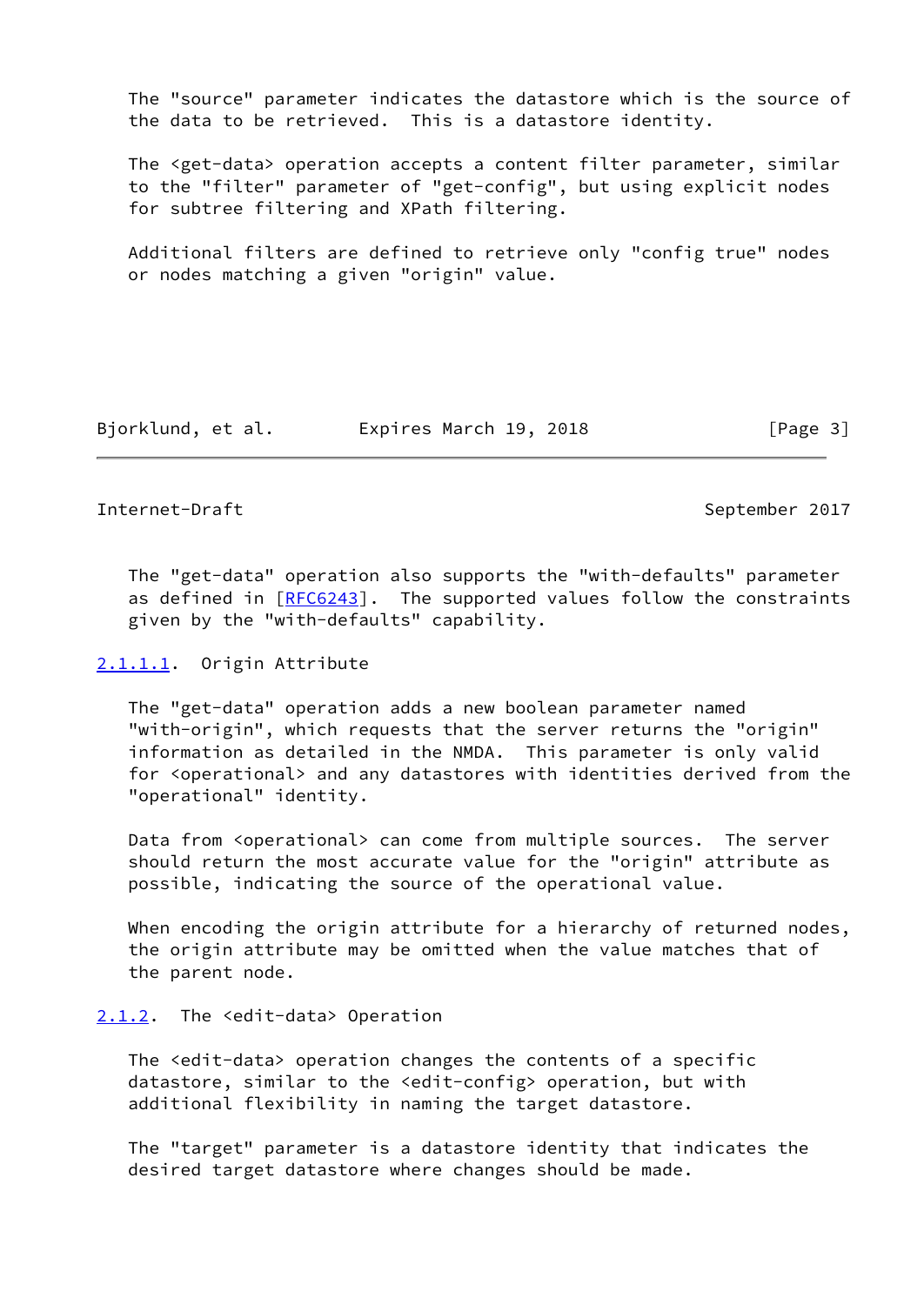The "source" parameter indicates the datastore which is the source of the data to be retrieved. This is a datastore identity.

The <get-data> operation accepts a content filter parameter, similar to the "filter" parameter of "get-config", but using explicit nodes for subtree filtering and XPath filtering.

Additional filters are defined to retrieve only "config true" nodes or nodes matching a given "origin" value.

The "get-data" operation also supports the "with-defaults" parameter as defined in [RFC6243]. The supported values follow the constraints given by the "with-defaults" capability.

#### 2.1.1.1. Origin Attribute

The "get-data" operation adds a new boolean parameter named "with-origin", which requests that the server returns the "origin" information as detailed in the NMDA. This parameter is only valid for <operational> and any datastores with identities derived from the "operational" identity.

Data from <operational> can come from multiple sources. The server should return the most accurate value for the "origin" attribute as possible, indicating the source of the operational value.

When encoding the origin attribute for a hierarchy of returned nodes, the origin attribute may be omitted when the value matches that of the parent node.

### 2.1.2. The <edit-data> Operation

The <edit-data> operation changes the contents of a specific datastore, similar to the <edit-config> operation, but with additional flexibility in naming the target datastore.

The "target" parameter is a datastore identity that indicates the desired target datastore where changes should be made.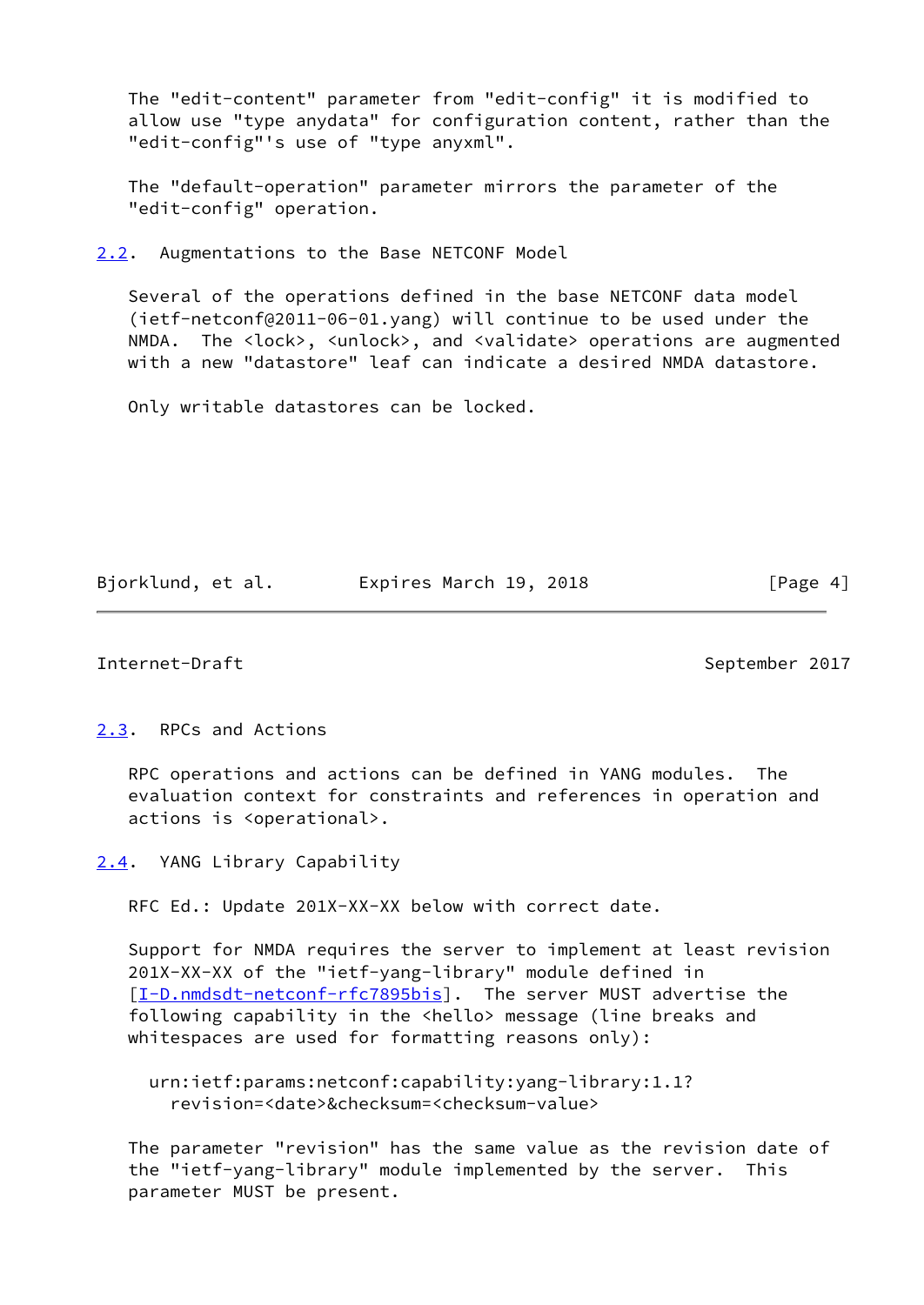The "edit-content" parameter from "edit-config" it is modified to allow use "type anydata" for configuration content, rather than the "edit-config"'s use of "type anyxml".

The "default-operation" parameter mirrors the parameter of the "edit-config" operation.

## 2.2. Augmentations to the Base NETCONF Model

Several of the operations defined in the base NETCONF data model (ietf-netconf@2011-06-01.yang) will continue to be used under the NMDA. The <lock>, <unlock>, and <validate> operations are augmented with a new "datastore" leaf can indicate a desired NMDA datastore.

Only writable datastores can be locked.

## 2.3. RPCs and Actions

RPC operations and actions can be defined in YANG modules. The evaluation context for constraints and references in operation and actions is <operational>.

## 2.4. YANG Library Capability

RFC Ed.: Update 201X-XX-XX below with correct date.

Support for NMDA requires the server to implement at least revision 201X-XX-XX of the "ietf-yang-library" module defined in [I-D.nmdsdt-netconf-rfc7895bis]. The server MUST advertise the following capability in the <hello> message (line breaks and whitespaces are used for formatting reasons only):

```
urn:ietf:params:netconf:capability:yang-library:1.1?
  revision=<date>&checksum=<checksum-value>
```

The parameter "revision" has the same value as the revision date of the "ietf-yang-library" module implemented by the server. This parameter MUST be present.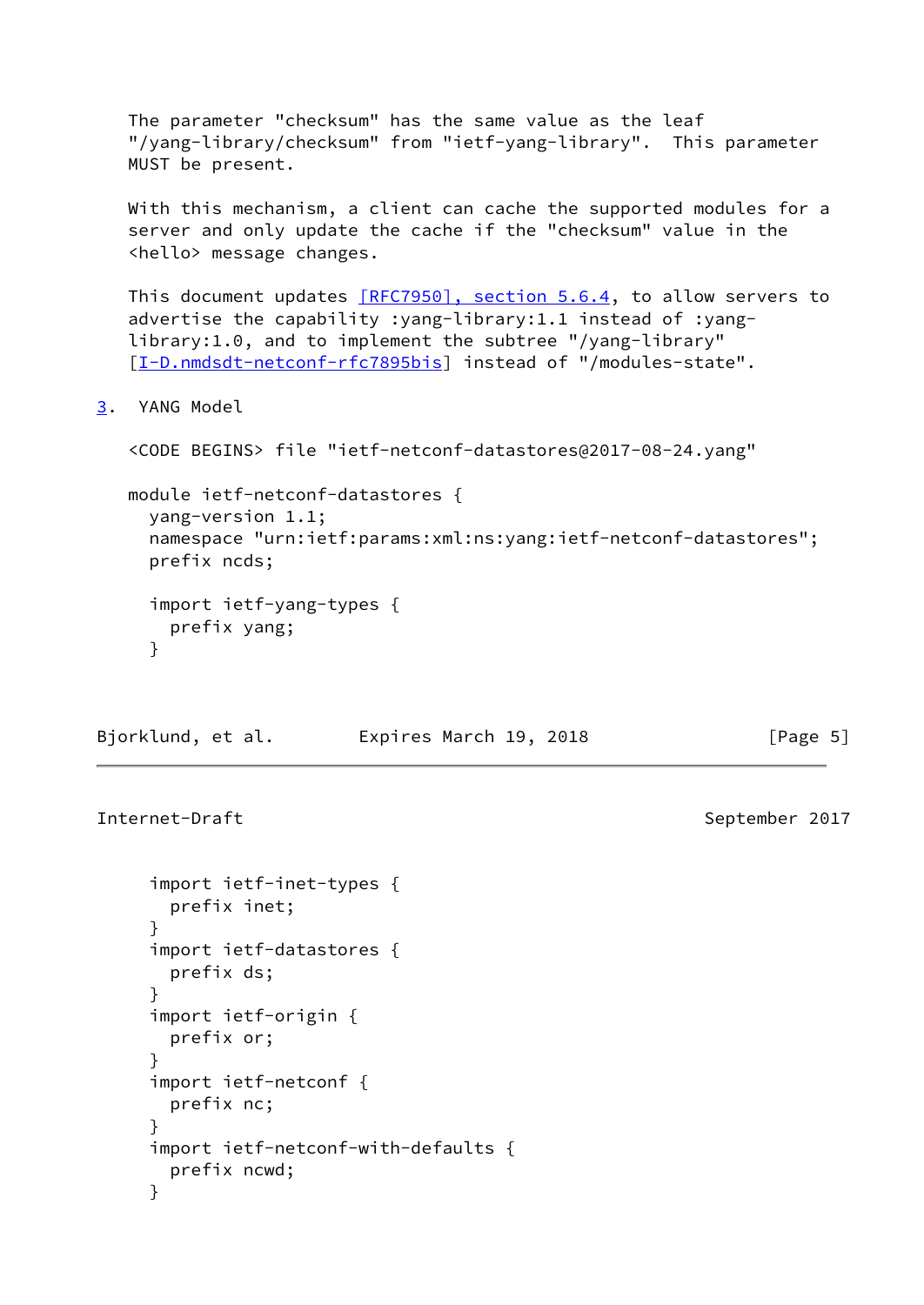The parameter "checksum" has the same value as the leaf "/yang-library/checksum" from "ietf-yang-library". This parameter MUST be present.

With this mechanism, a client can cache the supported modules for a server and only update the cache if the "checksum" value in the <hello> message changes.

This document updates [RFC7950], section 5.6.4, to allow servers to advertise the capability :yang-library:1.1 instead of :yang-library:1.0, and to implement the subtree "/yang-library" [I-D.nmdsdt-netconf-rfc7895bis] instead of "/modules-state".

## 3. YANG Model

```
<CODE BEGINS> file "ietf-netconf-datastores@2017-08-24.yang"

module ietf-netconf-datastores {
  yang-version 1.1;
  namespace "urn:ietf:params:xml:ns:yang:ietf-netconf-datastores";
  prefix ncds;

  import ietf-yang-types {
    prefix yang;
  }
  import ietf-inet-types {
    prefix inet;
  }
  import ietf-datastores {
    prefix ds;
  }
  import ietf-origin {
    prefix or;
  }
  import ietf-netconf {
    prefix nc;
  }
  import ietf-netconf-with-defaults {
    prefix ncwd;
  }
```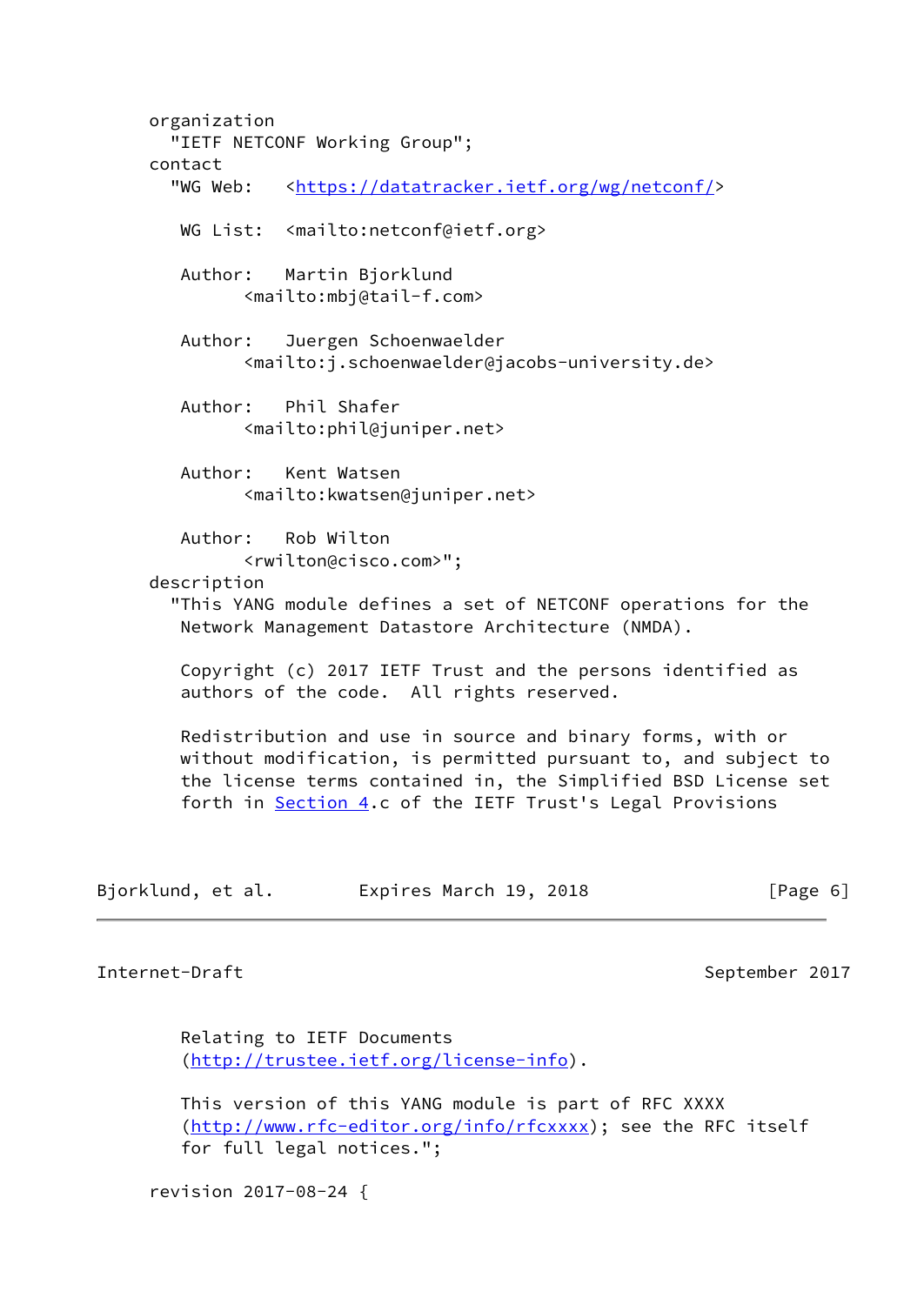```
     organization
       "IETF NETCONF Working Group";
     contact
       "WG Web:   <https://datatracker.ietf.org/wg/netconf/>

        WG List:  <mailto:netconf@ietf.org>

        Author:   Martin Bjorklund
                  <mailto:mbj@tail-f.com>

        Author:   Juergen Schoenwaelder
                  <mailto:j.schoenwaelder@jacobs-university.de>

        Author:   Phil Shafer
                  <mailto:phil@juniper.net>

        Author:   Kent Watsen
                  <mailto:kwatsen@juniper.net>

        Author:   Rob Wilton
                  <rwilton@cisco.com>";
     description
       "This YANG module defines a set of NETCONF operations for the
        Network Management Datastore Architecture (NMDA).

        Copyright (c) 2017 IETF Trust and the persons identified as
        authors of the code.  All rights reserved.

        Redistribution and use in source and binary forms, with or
        without modification, is permitted pursuant to, and subject to
        the license terms contained in, the Simplified BSD License set
        forth in Section 4.c of the IETF Trust's Legal Provisions
        Relating to IETF Documents
        (http://trustee.ietf.org/license-info).

        This version of this YANG module is part of RFC XXXX
        (http://www.rfc-editor.org/info/rfcxxxx); see the RFC itself
        for full legal notices.";

     revision 2017-08-24 {
```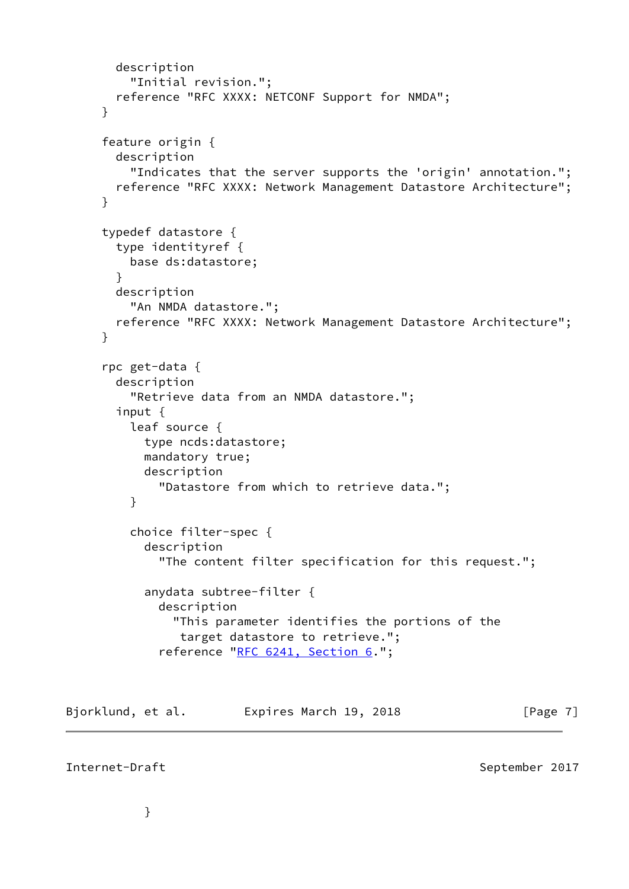```
       description
         "Initial revision.";
       reference "RFC XXXX: NETCONF Support for NMDA";
     }

     feature origin {
       description
         "Indicates that the server supports the 'origin' annotation.";
       reference "RFC XXXX: Network Management Datastore Architecture";
     }

     typedef datastore {
       type identityref {
         base ds:datastore;
       }
       description
         "An NMDA datastore.";
       reference "RFC XXXX: Network Management Datastore Architecture";
     }

     rpc get-data {
       description
         "Retrieve data from an NMDA datastore.";
       input {
         leaf source {
           type ncds:datastore;
           mandatory true;
           description
             "Datastore from which to retrieve data.";
         }

         choice filter-spec {
           description
             "The content filter specification for this request.";

           anydata subtree-filter {
             description
               "This parameter identifies the portions of the
                target datastore to retrieve.";
             reference "RFC 6241, Section 6.";
```

```
           }
```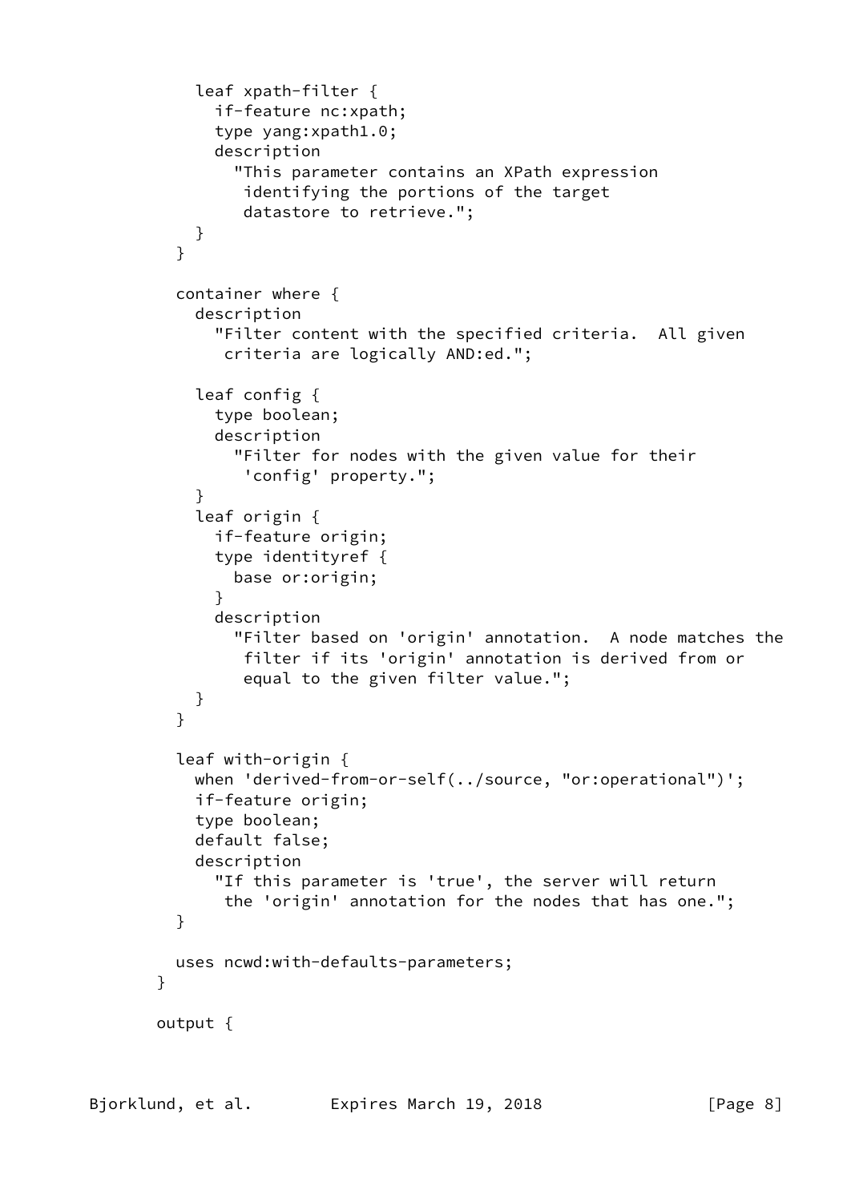```
          leaf xpath-filter {
            if-feature nc:xpath;
            type yang:xpath1.0;
            description
              "This parameter contains an XPath expression
               identifying the portions of the target
               datastore to retrieve.";
          }
        }

        container where {
          description
            "Filter content with the specified criteria.  All given
             criteria are logically AND:ed.";

          leaf config {
            type boolean;
            description
              "Filter for nodes with the given value for their
               'config' property.";
          }
          leaf origin {
            if-feature origin;
            type identityref {
              base or:origin;
            }
            description
              "Filter based on 'origin' annotation.  A node matches the
               filter if its 'origin' annotation is derived from or
               equal to the given filter value.";
          }
        }

        leaf with-origin {
          when 'derived-from-or-self(../source, "or:operational")';
          if-feature origin;
          type boolean;
          default false;
          description
            "If this parameter is 'true', the server will return
             the 'origin' annotation for the nodes that has one.";
        }

        uses ncwd:with-defaults-parameters;
      }

      output {
```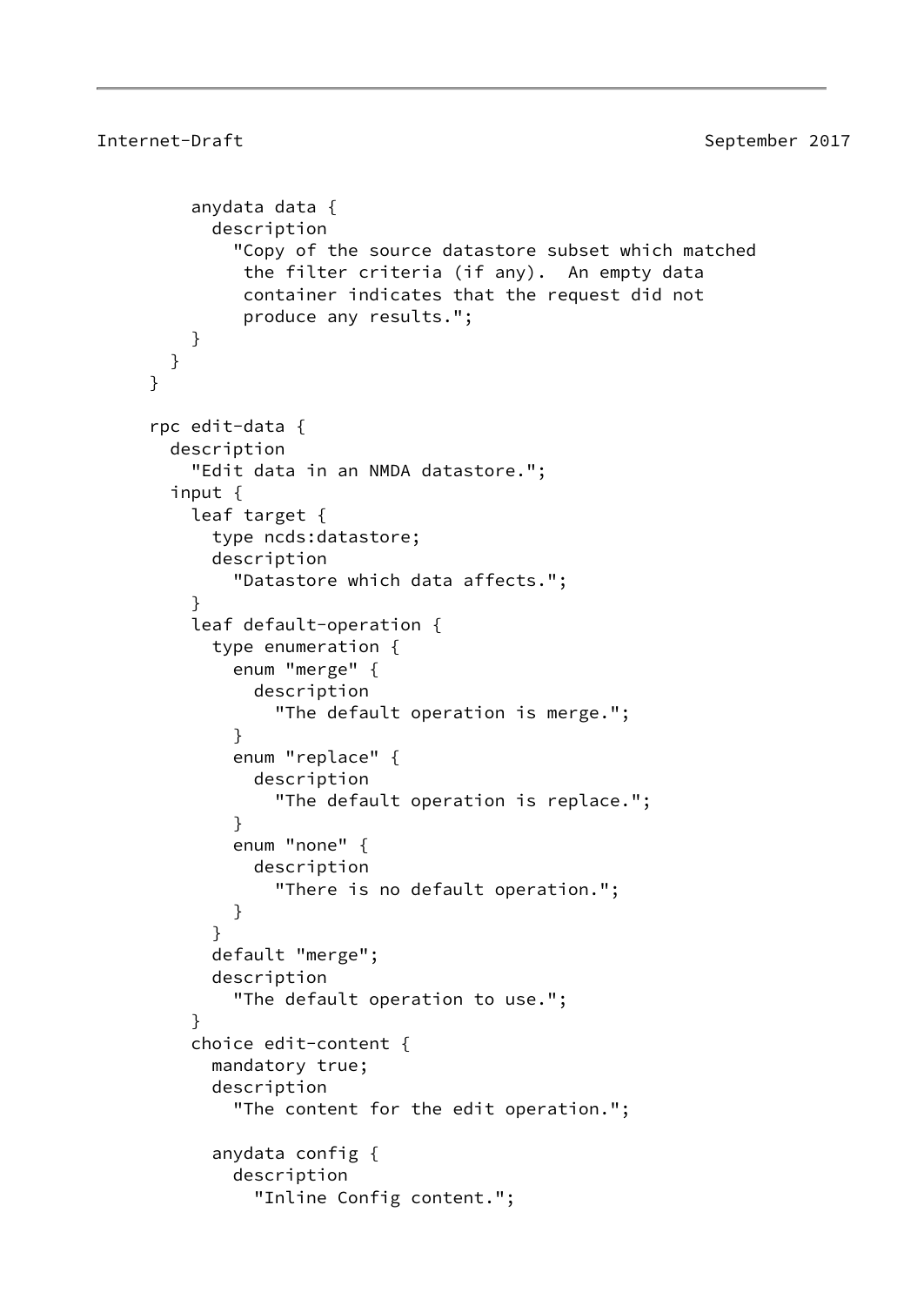```
        anydata data {
          description
            "Copy of the source datastore subset which matched
             the filter criteria (if any).  An empty data
             container indicates that the request did not
             produce any results.";
        }
      }
    }

    rpc edit-data {
      description
        "Edit data in an NMDA datastore.";
      input {
        leaf target {
          type ncds:datastore;
          description
            "Datastore which data affects.";
        }
        leaf default-operation {
          type enumeration {
            enum "merge" {
              description
                "The default operation is merge.";
            }
            enum "replace" {
              description
                "The default operation is replace.";
            }
            enum "none" {
              description
                "There is no default operation.";
            }
          }
          default "merge";
          description
            "The default operation to use.";
        }
        choice edit-content {
          mandatory true;
          description
            "The content for the edit operation.";

          anydata config {
            description
              "Inline Config content.";
```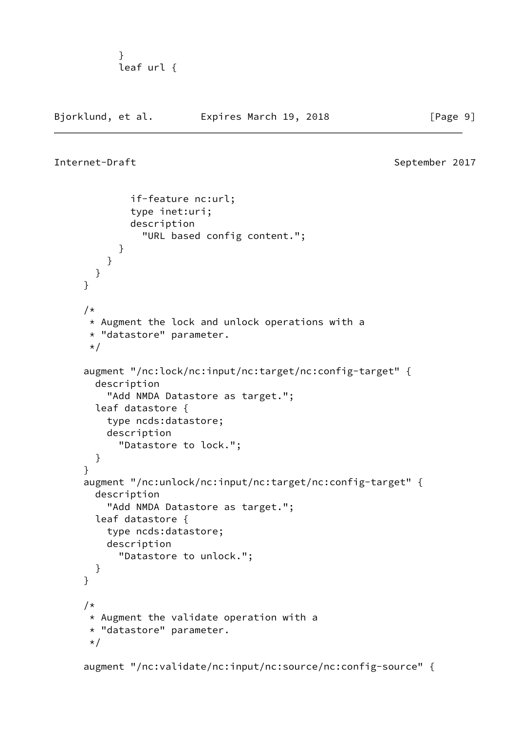```
          }
          leaf url {
```

```
            if-feature nc:url;
            type inet:uri;
            description
              "URL based config content.";
          }
        }
      }
    }

    /*
     * Augment the lock and unlock operations with a
     * "datastore" parameter.
     */

    augment "/nc:lock/nc:input/nc:target/nc:config-target" {
      description
        "Add NMDA Datastore as target.";
      leaf datastore {
        type ncds:datastore;
        description
          "Datastore to lock.";
      }
    }
    augment "/nc:unlock/nc:input/nc:target/nc:config-target" {
      description
        "Add NMDA Datastore as target.";
      leaf datastore {
        type ncds:datastore;
        description
          "Datastore to unlock.";
      }
    }

    /*
     * Augment the validate operation with a
     * "datastore" parameter.
     */

    augment "/nc:validate/nc:input/nc:source/nc:config-source" {
```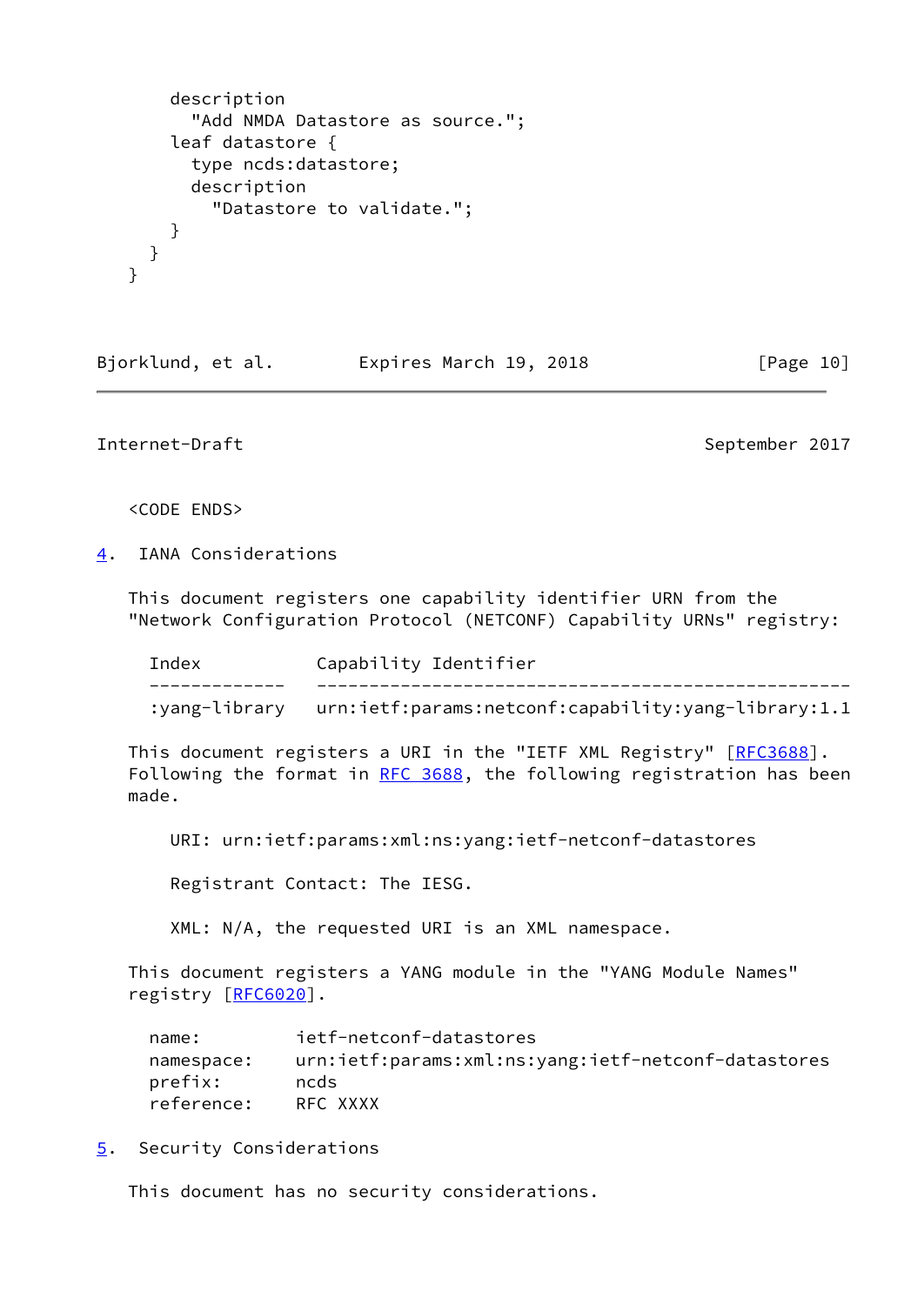```
      description
        "Add NMDA Datastore as source.";
      leaf datastore {
        type ncds:datastore;
        description
          "Datastore to validate.";
      }
    }
  }
```

```
<CODE ENDS>
```

## 4. IANA Considerations

This document registers one capability identifier URN from the "Network Configuration Protocol (NETCONF) Capability URNs" registry:

| Index | Capability Identifier |
|---|---|
| :yang-library | urn:ietf:params:netconf:capability:yang-library:1.1 |

This document registers a URI in the "IETF XML Registry" [RFC3688]. Following the format in RFC 3688, the following registration has been made.

    URI: urn:ietf:params:xml:ns:yang:ietf-netconf-datastores

    Registrant Contact: The IESG.

    XML: N/A, the requested URI is an XML namespace.

This document registers a YANG module in the "YANG Module Names" registry [RFC6020].

```
name:         ietf-netconf-datastores
namespace:    urn:ietf:params:xml:ns:yang:ietf-netconf-datastores
prefix:       ncds
reference:    RFC XXXX
```

## 5. Security Considerations

This document has no security considerations.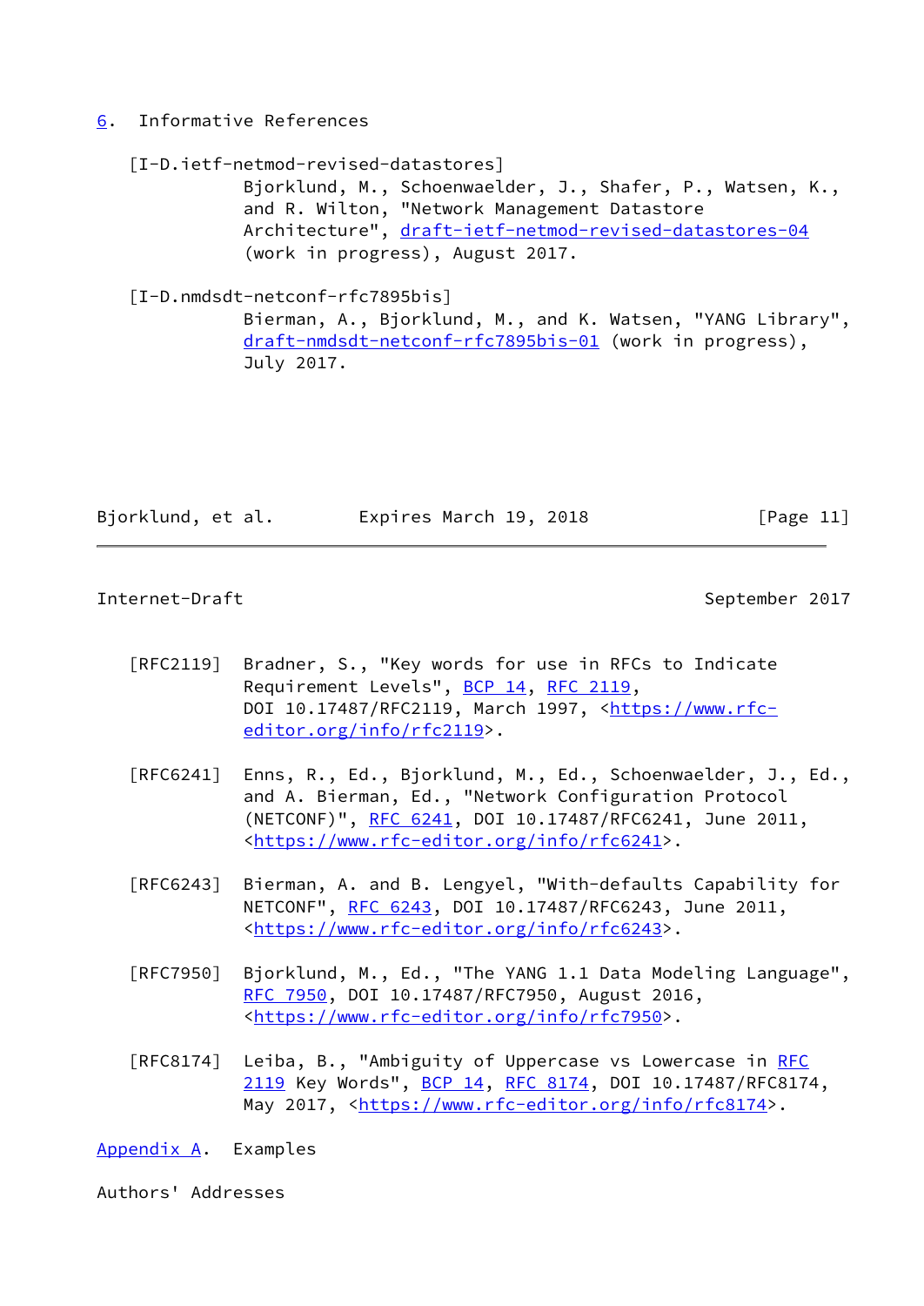## 6. Informative References

[I-D.ietf-netmod-revised-datastores]
Bjorklund, M., Schoenwaelder, J., Shafer, P., Watsen, K., and R. Wilton, "Network Management Datastore Architecture", draft-ietf-netmod-revised-datastores-04 (work in progress), August 2017.

[I-D.nmdsdt-netconf-rfc7895bis]
Bierman, A., Bjorklund, M., and K. Watsen, "YANG Library", draft-nmdsdt-netconf-rfc7895bis-01 (work in progress), July 2017.

[RFC2119] Bradner, S., "Key words for use in RFCs to Indicate Requirement Levels", BCP 14, RFC 2119, DOI 10.17487/RFC2119, March 1997, <https://www.rfc-editor.org/info/rfc2119>.

[RFC6241] Enns, R., Ed., Bjorklund, M., Ed., Schoenwaelder, J., Ed., and A. Bierman, Ed., "Network Configuration Protocol (NETCONF)", RFC 6241, DOI 10.17487/RFC6241, June 2011, <https://www.rfc-editor.org/info/rfc6241>.

[RFC6243] Bierman, A. and B. Lengyel, "With-defaults Capability for NETCONF", RFC 6243, DOI 10.17487/RFC6243, June 2011, <https://www.rfc-editor.org/info/rfc6243>.

[RFC7950] Bjorklund, M., Ed., "The YANG 1.1 Data Modeling Language", RFC 7950, DOI 10.17487/RFC7950, August 2016, <https://www.rfc-editor.org/info/rfc7950>.

[RFC8174] Leiba, B., "Ambiguity of Uppercase vs Lowercase in RFC 2119 Key Words", BCP 14, RFC 8174, DOI 10.17487/RFC8174, May 2017, <https://www.rfc-editor.org/info/rfc8174>.

## Appendix A. Examples

## Authors' Addresses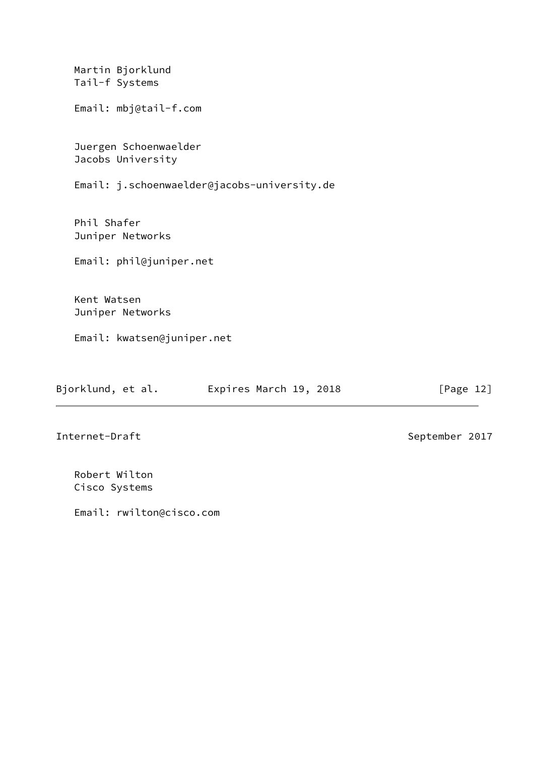Martin Bjorklund
Tail-f Systems

Email: mbj@tail-f.com

Juergen Schoenwaelder
Jacobs University

Email: j.schoenwaelder@jacobs-university.de

Phil Shafer
Juniper Networks

Email: phil@juniper.net

Kent Watsen
Juniper Networks

Email: kwatsen@juniper.net

Robert Wilton
Cisco Systems

Email: rwilton@cisco.com